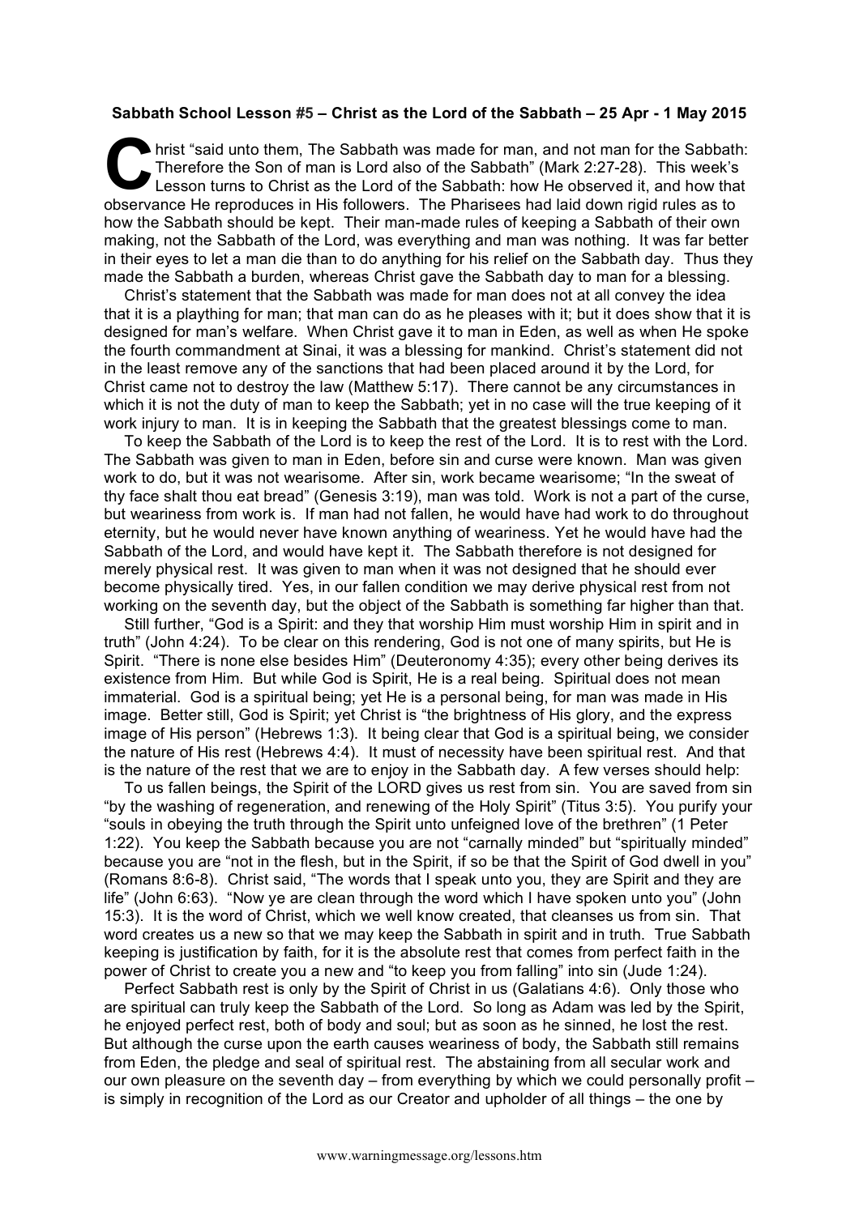**Sabbath School Lesson #5 – Christ as the Lord of the Sabbath – 25 Apr - 1 May 2015**

Christ "said unto them, The Sabbath was made for man, and not man for the Sabbath: Therefore the Son of man is Lord also of the Sabbath" (Mark 2:27-28). This week's Lesson turns to Christ as the Lord of the Sabbath: how He observed it, and how that observance He reproduces in His followers. The Pharisees had laid down rigid rules as to how the Sabbath should be kept. Their man-made rules of keeping a Sabbath of their own making, not the Sabbath of the Lord, was everything and man was nothing. It was far better in their eyes to let a man die than to do anything for his relief on the Sabbath day. Thus they made the Sabbath a burden, whereas Christ gave the Sabbath day to man for a blessing.

Christ's statement that the Sabbath was made for man does not at all convey the idea that it is a plaything for man; that man can do as he pleases with it; but it does show that it is designed for man's welfare. When Christ gave it to man in Eden, as well as when He spoke the fourth commandment at Sinai, it was a blessing for mankind. Christ's statement did not in the least remove any of the sanctions that had been placed around it by the Lord, for Christ came not to destroy the law (Matthew 5:17). There cannot be any circumstances in which it is not the duty of man to keep the Sabbath; yet in no case will the true keeping of it work injury to man. It is in keeping the Sabbath that the greatest blessings come to man.

To keep the Sabbath of the Lord is to keep the rest of the Lord. It is to rest with the Lord. The Sabbath was given to man in Eden, before sin and curse were known. Man was given work to do, but it was not wearisome. After sin, work became wearisome; "In the sweat of thy face shalt thou eat bread" (Genesis 3:19), man was told. Work is not a part of the curse, but weariness from work is. If man had not fallen, he would have had work to do throughout eternity, but he would never have known anything of weariness. Yet he would have had the Sabbath of the Lord, and would have kept it. The Sabbath therefore is not designed for merely physical rest. It was given to man when it was not designed that he should ever become physically tired. Yes, in our fallen condition we may derive physical rest from not working on the seventh day, but the object of the Sabbath is something far higher than that.

Still further, "God is a Spirit: and they that worship Him must worship Him in spirit and in truth" (John 4:24). To be clear on this rendering, God is not one of many spirits, but He is Spirit. "There is none else besides Him" (Deuteronomy 4:35); every other being derives its existence from Him. But while God is Spirit, He is a real being. Spiritual does not mean immaterial. God is a spiritual being; yet He is a personal being, for man was made in His image. Better still, God is Spirit; yet Christ is "the brightness of His glory, and the express image of His person" (Hebrews 1:3). It being clear that God is a spiritual being, we consider the nature of His rest (Hebrews 4:4). It must of necessity have been spiritual rest. And that is the nature of the rest that we are to enjoy in the Sabbath day. A few verses should help:

To us fallen beings, the Spirit of the LORD gives us rest from sin. You are saved from sin "by the washing of regeneration, and renewing of the Holy Spirit" (Titus 3:5). You purify your "souls in obeying the truth through the Spirit unto unfeigned love of the brethren" (1 Peter 1:22). You keep the Sabbath because you are not "carnally minded" but "spiritually minded" because you are "not in the flesh, but in the Spirit, if so be that the Spirit of God dwell in you" (Romans 8:6-8). Christ said, "The words that I speak unto you, they are Spirit and they are life" (John 6:63). "Now ye are clean through the word which I have spoken unto you" (John 15:3). It is the word of Christ, which we well know created, that cleanses us from sin. That word creates us a new so that we may keep the Sabbath in spirit and in truth. True Sabbath keeping is justification by faith, for it is the absolute rest that comes from perfect faith in the power of Christ to create you a new and "to keep you from falling" into sin (Jude 1:24).

Perfect Sabbath rest is only by the Spirit of Christ in us (Galatians 4:6). Only those who are spiritual can truly keep the Sabbath of the Lord. So long as Adam was led by the Spirit, he enjoyed perfect rest, both of body and soul; but as soon as he sinned, he lost the rest. But although the curse upon the earth causes weariness of body, the Sabbath still remains from Eden, the pledge and seal of spiritual rest. The abstaining from all secular work and our own pleasure on the seventh day – from everything by which we could personally profit – is simply in recognition of the Lord as our Creator and upholder of all things – the one by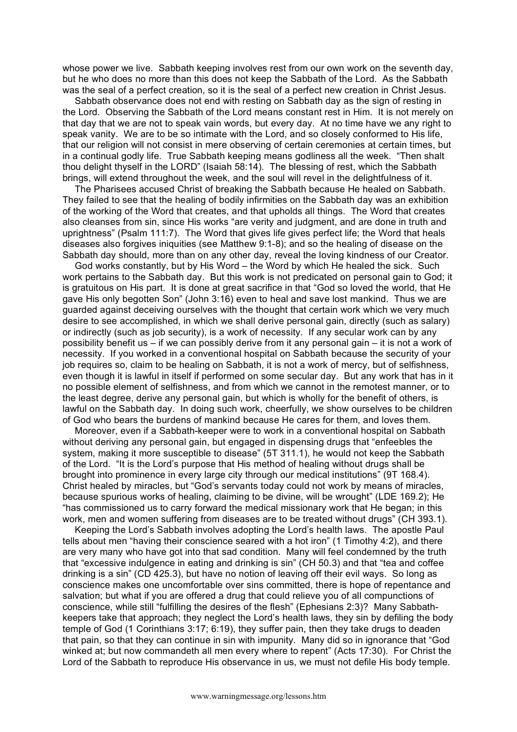whose power we live. Sabbath keeping involves rest from our own work on the seventh day, but he who does no more than this does not keep the Sabbath of the Lord. As the Sabbath was the seal of a perfect creation, so it is the seal of a perfect new creation in Christ Jesus.

Sabbath observance does not end with resting on Sabbath day as the sign of resting in the Lord. Observing the Sabbath of the Lord means constant rest in Him. It is not merely on that day that we are not to speak vain words, but every day. At no time have we any right to speak vanity. We are to be so intimate with the Lord, and so closely conformed to His life, that our religion will not consist in mere observing of certain ceremonies at certain times, but in a continual godly life. True Sabbath keeping means godliness all the week. "Then shalt thou delight thyself in the LORD" (Isaiah 58:14). The blessing of rest, which the Sabbath brings, will extend throughout the week, and the soul will revel in the delightfulness of it.

The Pharisees accused Christ of breaking the Sabbath because He healed on Sabbath. They failed to see that the healing of bodily infirmities on the Sabbath day was an exhibition of the working of the Word that creates, and that upholds all things. The Word that creates also cleanses from sin, since His works "are verity and judgment, and are done in truth and uprightness" (Psalm 111:7). The Word that gives life gives perfect life; the Word that heals diseases also forgives iniquities (see Matthew 9:1-8); and so the healing of disease on the Sabbath day should, more than on any other day, reveal the loving kindness of our Creator.

God works constantly, but by His Word – the Word by which He healed the sick. Such work pertains to the Sabbath day. But this work is not predicated on personal gain to God; it is gratuitous on His part. It is done at great sacrifice in that "God so loved the world, that He gave His only begotten Son" (John 3:16) even to heal and save lost mankind. Thus we are guarded against deceiving ourselves with the thought that certain work which we very much desire to see accomplished, in which we shall derive personal gain, directly (such as salary) or indirectly (such as job security), is a work of necessity. If any secular work can by any possibility benefit us – if we can possibly derive from it any personal gain – it is not a work of necessity. If you worked in a conventional hospital on Sabbath because the security of your job requires so, claim to be healing on Sabbath, it is not a work of mercy, but of selfishness, even though it is lawful in itself if performed on some secular day. But any work that has in it no possible element of selfishness, and from which we cannot in the remotest manner, or to the least degree, derive any personal gain, but which is wholly for the benefit of others, is lawful on the Sabbath day. In doing such work, cheerfully, we show ourselves to be children of God who bears the burdens of mankind because He cares for them, and loves them.

Moreover, even if a Sabbath-keeper were to work in a conventional hospital on Sabbath without deriving any personal gain, but engaged in dispensing drugs that "enfeebles the system, making it more susceptible to disease" (5T 311.1), he would not keep the Sabbath of the Lord. "It is the Lord's purpose that His method of healing without drugs shall be brought into prominence in every large city through our medical institutions" (9T 168.4). Christ healed by miracles, but "God's servants today could not work by means of miracles, because spurious works of healing, claiming to be divine, will be wrought" (LDE 169.2); He "has commissioned us to carry forward the medical missionary work that He began; in this work, men and women suffering from diseases are to be treated without drugs" (CH 393.1).

Keeping the Lord's Sabbath involves adopting the Lord's health laws. The apostle Paul tells about men "having their conscience seared with a hot iron" (1 Timothy 4:2), and there are very many who have got into that sad condition. Many will feel condemned by the truth that "excessive indulgence in eating and drinking is sin" (CH 50.3) and that "tea and coffee drinking is a sin" (CD 425.3), but have no notion of leaving off their evil ways. So long as conscience makes one uncomfortable over sins committed, there is hope of repentance and salvation; but what if you are offered a drug that could relieve you of all compunctions of conscience, while still "fulfilling the desires of the flesh" (Ephesians 2:3)? Many Sabbath-keepers take that approach; they neglect the Lord's health laws, they sin by defiling the body temple of God (1 Corinthians 3:17; 6:19), they suffer pain, then they take drugs to deaden that pain, so that they can continue in sin with impunity. Many did so in ignorance that "God winked at; but now commandeth all men every where to repent" (Acts 17:30). For Christ the Lord of the Sabbath to reproduce His observance in us, we must not defile His body temple.